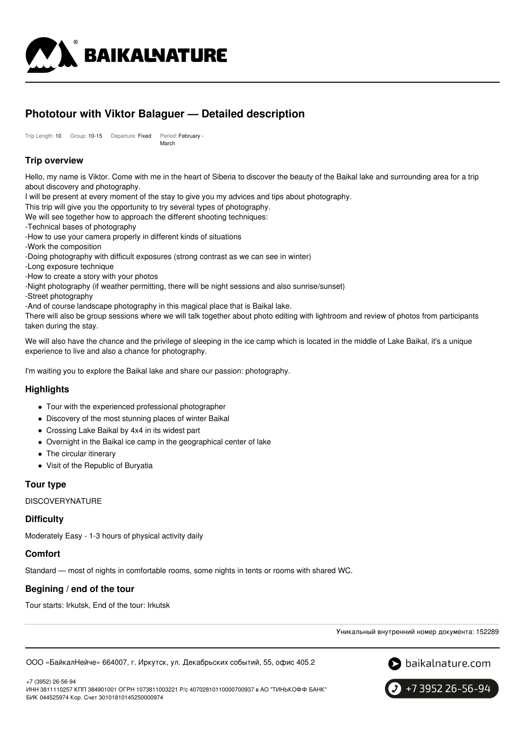# Phototour with Viktor Balaguer — Detailed description

Trip Length: 10 Group: 10-15 Departure: Fixed Period: February - March

## Trip overview

Hello, my name is Viktor. Come with me in the heart of Siberia to discover the beauty of the Baikal lake and surrounding area for a trip about discovery and photography.

I will be present at every moment of the stay to give you my advices and tips about photography.

This trip will give you the opportunity to try several types of photography.

We will see together how to approach the different shooting techniques:

-Technical bases of photography

-How to use your camera properly in different kinds of situations

-Work the composition

-Doing photography with difficult exposures (strong contrast as we can see in winter)

-Long exposure technique

-How to create a story with your photos

-Night photography (if weather permitting, there will be night sessions and also sunrise/sunset)

-Street photography

-And of course landscape photography in this magical place that is Baikal lake.

There will also be group sessions where we will talk together about photo editing with lightroom and review of photos from participants taken during the stay.

We will also have the chance and the privilege of sleeping in the ice camp which is located in the middle of Lake Baikal, it's a unique experience to live and also a chance for photography.

I'm waiting you to explore the Baikal lake and share our passion: photography.

## Highlights

- Tour with the experienced professional photographer
- Discovery of the most stunning places of winter Baikal
- Crossing Lake Baikal by 4x4 in its widest part
- Overnight in the Baikal ice camp in the geographical center of lake
- The circular itinerary
- Visit of the Republic of Buryatia

## Tour type

DISCOVERYNATURE

## Difficulty

Moderately Easy - 1-3 hours of physical activity daily

## Comfort

Standard — most of nights in comfortable rooms, some nights in tents or rooms with shared WC.

## Begining / end of the tour

Tour starts: Irkutsk, End of the tour: Irkutsk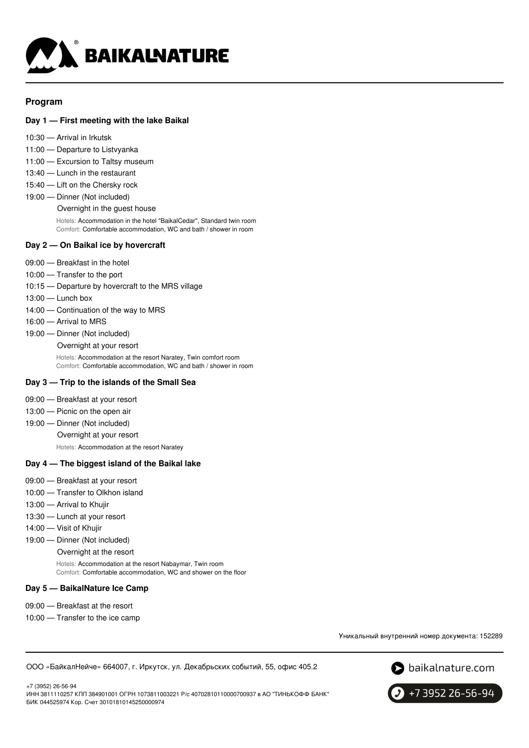## Program

### Day 1 — First meeting with the lake Baikal

10:30 — Arrival in Irkutsk
11:00 — Departure to Listvyanka
11:00 — Excursion to Taltsy museum
13:40 — Lunch in the restaurant
15:40 — Lift on the Chersky rock
19:00 — Dinner (Not included)
Overnight in the guest house

Hotels: Accommodation in the hotel "BaikalCedar", Standard twin room
Comfort: Comfortable accommodation, WC and bath / shower in room

### Day 2 — On Baikal ice by hovercraft

09:00 — Breakfast in the hotel
10:00 — Transfer to the port
10:15 — Departure by hovercraft to the MRS village
13:00 — Lunch box
14:00 — Continuation of the way to MRS
16:00 — Arrival to MRS
19:00 — Dinner (Not included)
Overnight at your resort

Hotels: Accommodation at the resort Naratey, Twin comfort room
Comfort: Comfortable accommodation, WC and bath / shower in room

### Day 3 — Trip to the islands of the Small Sea

09:00 — Breakfast at your resort
13:00 — Picnic on the open air
19:00 — Dinner (Not included)
Overnight at your resort

Hotels: Accommodation at the resort Naratey

### Day 4 — The biggest island of the Baikal lake

09:00 — Breakfast at your resort
10:00 — Transfer to Olkhon island
13:00 — Arrival to Khujir
13:30 — Lunch at your resort
14:00 — Visit of Khujir
19:00 — Dinner (Not included)
Overnight at the resort

Hotels: Accommodation at the resort Nabaymar, Twin room
Comfort: Comfortable accommodation, WC and shower on the floor

### Day 5 — BaikalNature Ice Camp

09:00 — Breakfast at the resort
10:00 — Transfer to the ice camp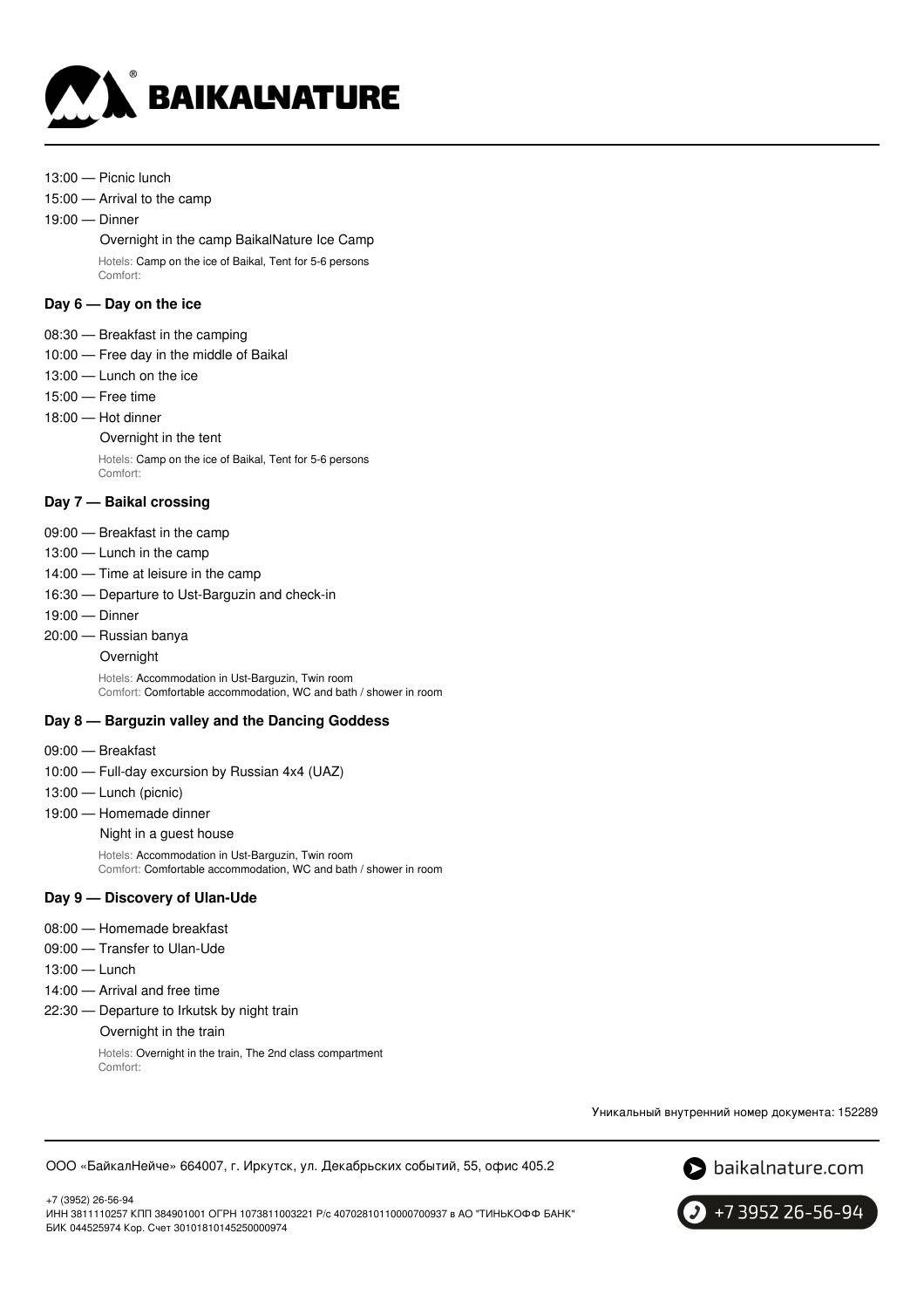13:00 — Picnic lunch

15:00 — Arrival to the camp

19:00 — Dinner

Overnight in the camp BaikalNature Ice Camp

Hotels: Camp on the ice of Baikal, Tent for 5-6 persons
Comfort:

### Day 6 — Day on the ice

08:30 — Breakfast in the camping

10:00 — Free day in the middle of Baikal

13:00 — Lunch on the ice

15:00 — Free time

18:00 — Hot dinner

Overnight in the tent

Hotels: Camp on the ice of Baikal, Tent for 5-6 persons
Comfort:

### Day 7 — Baikal crossing

09:00 — Breakfast in the camp

13:00 — Lunch in the camp

14:00 — Time at leisure in the camp

16:30 — Departure to Ust-Barguzin and check-in

19:00 — Dinner

20:00 — Russian banya

Overnight

Hotels: Accommodation in Ust-Barguzin, Twin room
Comfort: Comfortable accommodation, WC and bath / shower in room

### Day 8 — Barguzin valley and the Dancing Goddess

09:00 — Breakfast

10:00 — Full-day excursion by Russian 4x4 (UAZ)

13:00 — Lunch (picnic)

19:00 — Homemade dinner

Night in a guest house

Hotels: Accommodation in Ust-Barguzin, Twin room
Comfort: Comfortable accommodation, WC and bath / shower in room

### Day 9 — Discovery of Ulan-Ude

08:00 — Homemade breakfast

09:00 — Transfer to Ulan-Ude

13:00 — Lunch

14:00 — Arrival and free time

22:30 — Departure to Irkutsk by night train

Overnight in the train

Hotels: Overnight in the train, The 2nd class compartment
Comfort:

Уникальный внутренний номер документа: 152289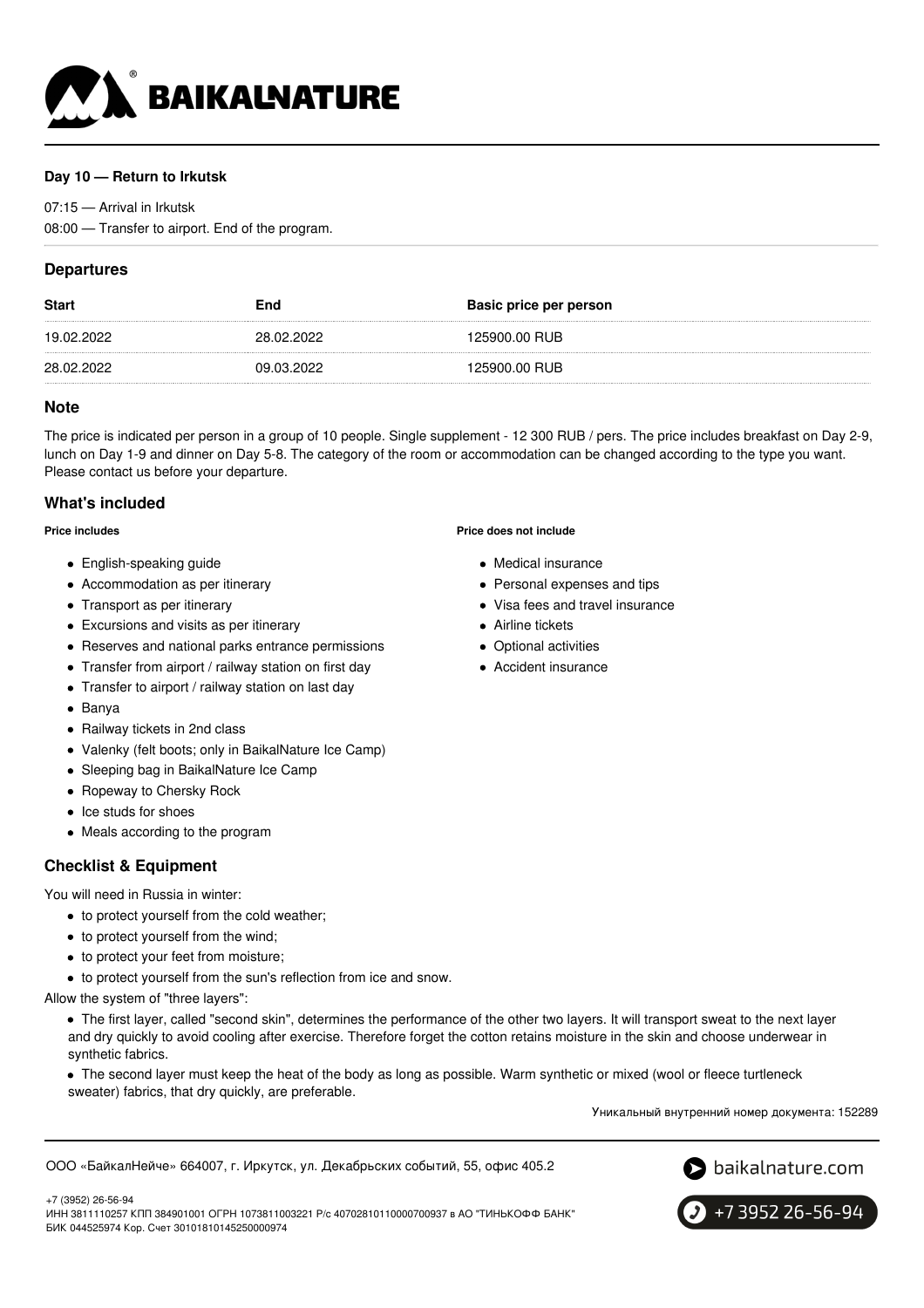**Day 10 — Return to Irkutsk**

07:15 — Arrival in Irkutsk

08:00 — Transfer to airport. End of the program.

## Departures

| Start | End | Basic price per person |
| --- | --- | --- |
| 19.02.2022 | 28.02.2022 | 125900.00 RUB |
| 28.02.2022 | 09.03.2022 | 125900.00 RUB |

## Note

The price is indicated per person in a group of 10 people. Single supplement - 12 300 RUB / pers. The price includes breakfast on Day 2-9, lunch on Day 1-9 and dinner on Day 5-8. The category of the room or accommodation can be changed according to the type you want. Please contact us before your departure.

## What's included

**Price includes**

- English-speaking guide
- Accommodation as per itinerary
- Transport as per itinerary
- Excursions and visits as per itinerary
- Reserves and national parks entrance permissions
- Transfer from airport / railway station on first day
- Transfer to airport / railway station on last day
- Banya
- Railway tickets in 2nd class
- Valenky (felt boots; only in BaikalNature Ice Camp)
- Sleeping bag in BaikalNature Ice Camp
- Ropeway to Chersky Rock
- Ice studs for shoes
- Meals according to the program

**Price does not include**

- Medical insurance
- Personal expenses and tips
- Visa fees and travel insurance
- Airline tickets
- Optional activities
- Accident insurance

## Checklist & Equipment

You will need in Russia in winter:

- to protect yourself from the cold weather;
- to protect yourself from the wind;
- to protect your feet from moisture;
- to protect yourself from the sun's reflection from ice and snow.

Allow the system of "three layers":

- The first layer, called "second skin", determines the performance of the other two layers. It will transport sweat to the next layer and dry quickly to avoid cooling after exercise. Therefore forget the cotton retains moisture in the skin and choose underwear in synthetic fabrics.
- The second layer must keep the heat of the body as long as possible. Warm synthetic or mixed (wool or fleece turtleneck sweater) fabrics, that dry quickly, are preferable.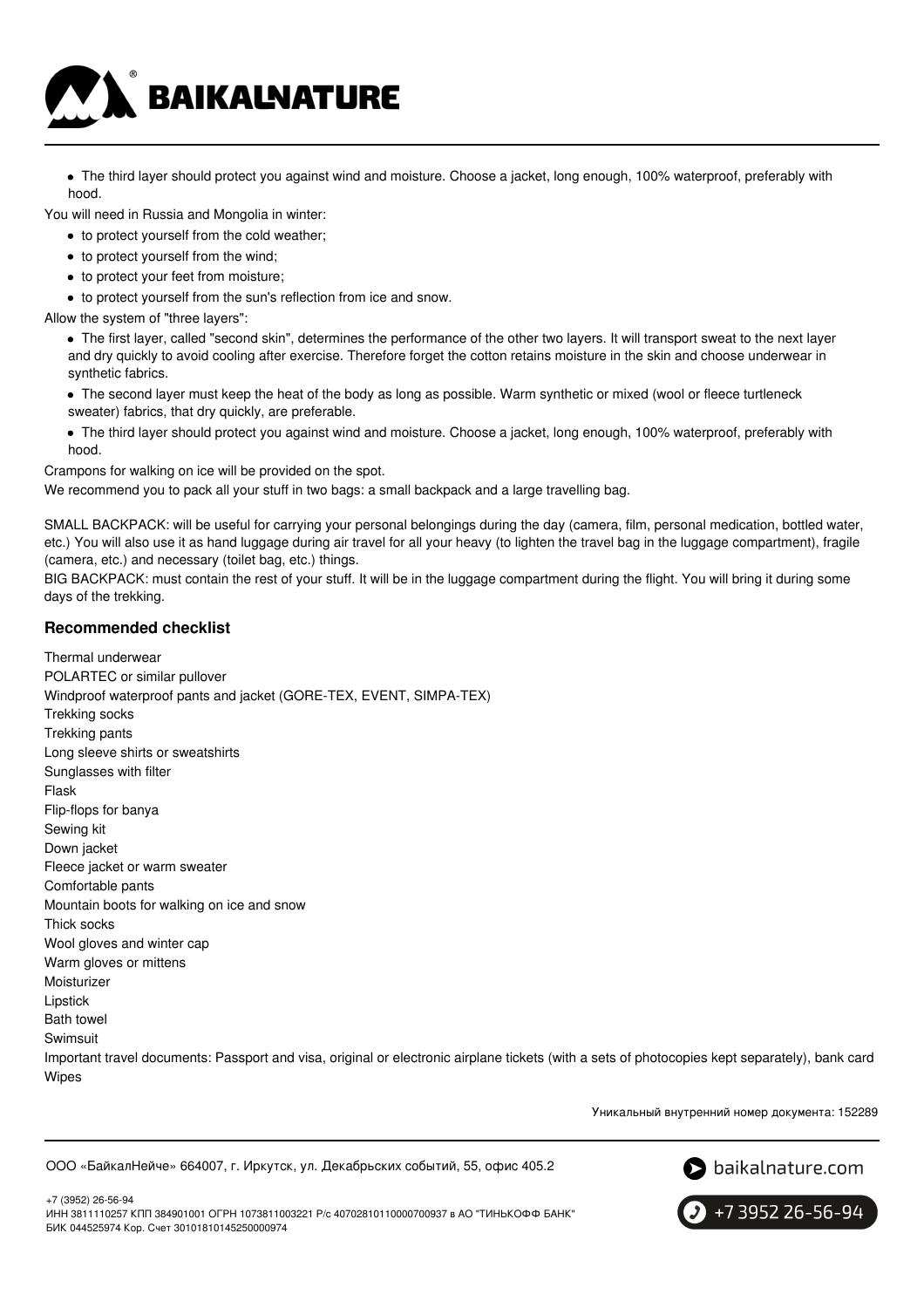- The third layer should protect you against wind and moisture. Choose a jacket, long enough, 100% waterproof, preferably with hood.

You will need in Russia and Mongolia in winter:

- to protect yourself from the cold weather;
- to protect yourself from the wind;
- to protect your feet from moisture;
- to protect yourself from the sun's reflection from ice and snow.

Allow the system of "three layers":

- The first layer, called "second skin", determines the performance of the other two layers. It will transport sweat to the next layer and dry quickly to avoid cooling after exercise. Therefore forget the cotton retains moisture in the skin and choose underwear in synthetic fabrics.
- The second layer must keep the heat of the body as long as possible. Warm synthetic or mixed (wool or fleece turtleneck sweater) fabrics, that dry quickly, are preferable.
- The third layer should protect you against wind and moisture. Choose a jacket, long enough, 100% waterproof, preferably with hood.

Crampons for walking on ice will be provided on the spot.
We recommend you to pack all your stuff in two bags: a small backpack and a large travelling bag.

SMALL BACKPACK: will be useful for carrying your personal belongings during the day (camera, film, personal medication, bottled water, etc.) You will also use it as hand luggage during air travel for all your heavy (to lighten the travel bag in the luggage compartment), fragile (camera, etc.) and necessary (toilet bag, etc.) things.
BIG BACKPACK: must contain the rest of your stuff. It will be in the luggage compartment during the flight. You will bring it during some days of the trekking.

### Recommended checklist

Thermal underwear
POLARTEC or similar pullover
Windproof waterproof pants and jacket (GORE-TEX, EVENT, SIMPA-TEX)
Trekking socks
Trekking pants
Long sleeve shirts or sweatshirts
Sunglasses with filter
Flask
Flip-flops for banya
Sewing kit
Down jacket
Fleece jacket or warm sweater
Comfortable pants
Mountain boots for walking on ice and snow
Thick socks
Wool gloves and winter cap
Warm gloves or mittens
Moisturizer
Lipstick
Bath towel
Swimsuit
Important travel documents: Passport and visa, original or electronic airplane tickets (with a sets of photocopies kept separately), bank card
Wipes

Уникальный внутренний номер документа: 152289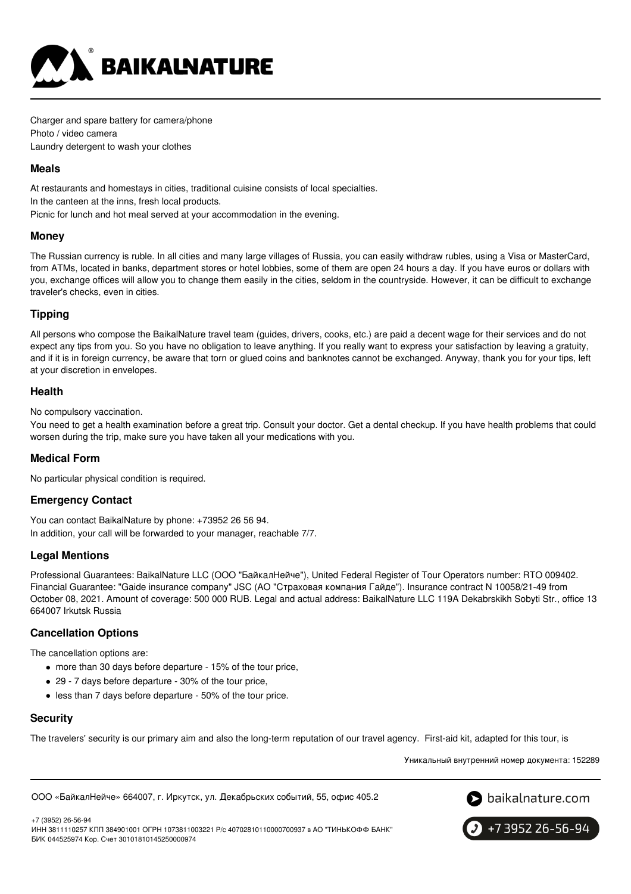Charger and spare battery for camera/phone
Photo / video camera
Laundry detergent to wash your clothes

### Meals

At restaurants and homestays in cities, traditional cuisine consists of local specialties.
In the canteen at the inns, fresh local products.
Picnic for lunch and hot meal served at your accommodation in the evening.

### Money

The Russian currency is ruble. In all cities and many large villages of Russia, you can easily withdraw rubles, using a Visa or MasterCard, from ATMs, located in banks, department stores or hotel lobbies, some of them are open 24 hours a day. If you have euros or dollars with you, exchange offices will allow you to change them easily in the cities, seldom in the countryside. However, it can be difficult to exchange traveler's checks, even in cities.

### Tipping

All persons who compose the BaikalNature travel team (guides, drivers, cooks, etc.) are paid a decent wage for their services and do not expect any tips from you. So you have no obligation to leave anything. If you really want to express your satisfaction by leaving a gratuity, and if it is in foreign currency, be aware that torn or glued coins and banknotes cannot be exchanged. Anyway, thank you for your tips, left at your discretion in envelopes.

### Health

No compulsory vaccination.
You need to get a health examination before a great trip. Consult your doctor. Get a dental checkup. If you have health problems that could worsen during the trip, make sure you have taken all your medications with you.

### Medical Form

No particular physical condition is required.

### Emergency Contact

You can contact BaikalNature by phone: +73952 26 56 94.
In addition, your call will be forwarded to your manager, reachable 7/7.

### Legal Mentions

Professional Guarantees: BaikalNature LLC (ООО "БайкалНейче"), United Federal Register of Tour Operators number: RTO 009402. Financial Guarantee: "Gaide insurance company" JSC (АО "Страховая компания Гайде"). Insurance contract N 10058/21-49 from October 08, 2021. Amount of coverage: 500 000 RUB. Legal and actual address: BaikalNature LLC 119A Dekabrskikh Sobyti Str., office 13 664007 Irkutsk Russia

### Cancellation Options

The cancellation options are:

- more than 30 days before departure - 15% of the tour price,
- 29 - 7 days before departure - 30% of the tour price,
- less than 7 days before departure - 50% of the tour price.

### Security

The travelers' security is our primary aim and also the long-term reputation of our travel agency. First-aid kit, adapted for this tour, is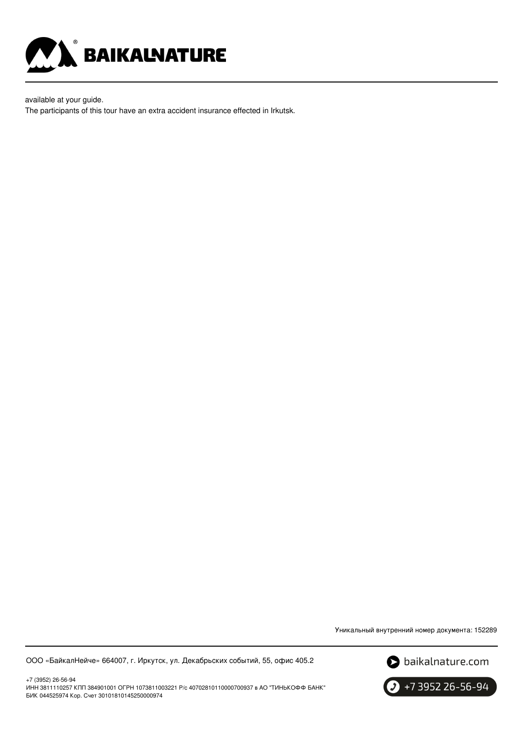available at your guide.

The participants of this tour have an extra accident insurance effected in Irkutsk.

Уникальный внутренний номер документа: 152289